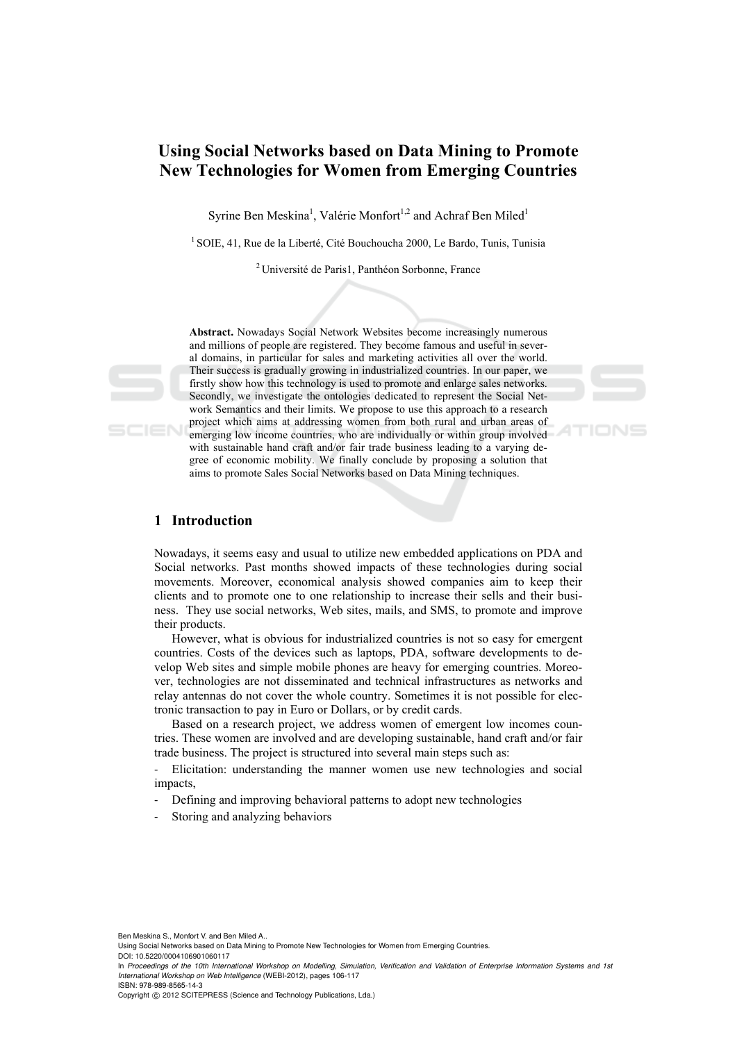# Using Social Networks based on Data Mining to Promote New Technologies for Women from Emerging Countries

Syrine Ben Meskina[1], Valérie Monfort[1,2] and Achraf Ben Miled[1]

[1] SOIE, 41, Rue de la Liberté, Cité Bouchoucha 2000, Le Bardo, Tunis, Tunisia

[2] Université de Paris1, Panthéon Sorbonne, France

**Abstract.** Nowadays Social Network Websites become increasingly numerous and millions of people are registered. They become famous and useful in several domains, in particular for sales and marketing activities all over the world. Their success is gradually growing in industrialized countries. In our paper, we firstly show how this technology is used to promote and enlarge sales networks. Secondly, we investigate the ontologies dedicated to represent the Social Network Semantics and their limits. We propose to use this approach to a research project which aims at addressing women from both rural and urban areas of emerging low income countries, who are individually or within group involved with sustainable hand craft and/or fair trade business leading to a varying degree of economic mobility. We finally conclude by proposing a solution that aims to promote Sales Social Networks based on Data Mining techniques.

## 1 Introduction

Nowadays, it seems easy and usual to utilize new embedded applications on PDA and Social networks. Past months showed impacts of these technologies during social movements. Moreover, economical analysis showed companies aim to keep their clients and to promote one to one relationship to increase their sells and their business. They use social networks, Web sites, mails, and SMS, to promote and improve their products.

However, what is obvious for industrialized countries is not so easy for emergent countries. Costs of the devices such as laptops, PDA, software developments to develop Web sites and simple mobile phones are heavy for emerging countries. Moreover, technologies are not disseminated and technical infrastructures as networks and relay antennas do not cover the whole country. Sometimes it is not possible for electronic transaction to pay in Euro or Dollars, or by credit cards.

Based on a research project, we address women of emergent low incomes countries. These women are involved and are developing sustainable, hand craft and/or fair trade business. The project is structured into several main steps such as:

- Elicitation: understanding the manner women use new technologies and social impacts,
- Defining and improving behavioral patterns to adopt new technologies
- Storing and analyzing behaviors

Ben Meskina S., Monfort V. and Ben Miled A..
Using Social Networks based on Data Mining to Promote New Technologies for Women from Emerging Countries.
DOI: 10.5220/0004106901060117
In *Proceedings of the 10th International Workshop on Modelling, Simulation, Verification and Validation of Enterprise Information Systems and 1st International Workshop on Web Intelligence* (WEBI-2012), pages 106-117
ISBN: 978-989-8565-14-3
Copyright © 2012 SCITEPRESS (Science and Technology Publications, Lda.)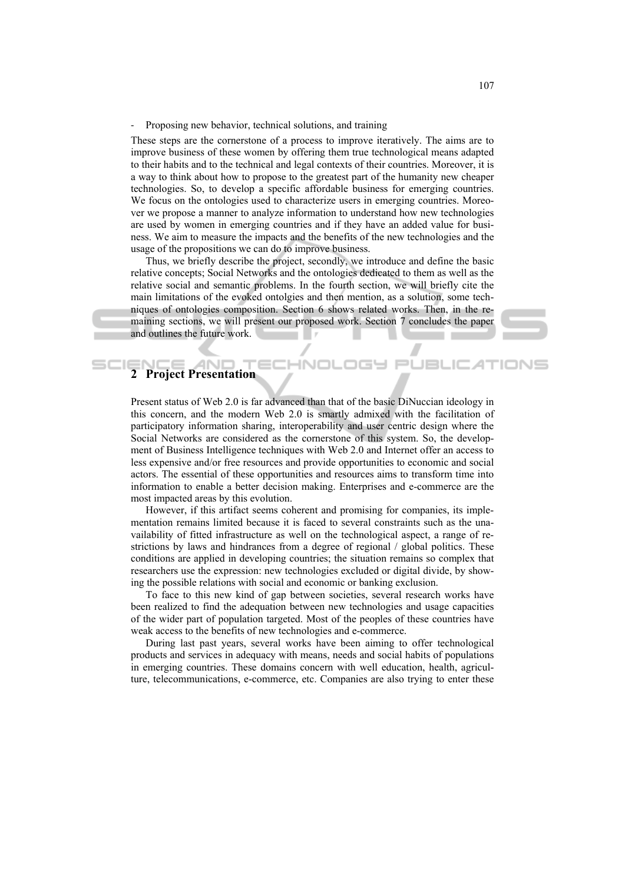- Proposing new behavior, technical solutions, and training

These steps are the cornerstone of a process to improve iteratively. The aims are to improve business of these women by offering them true technological means adapted to their habits and to the technical and legal contexts of their countries. Moreover, it is a way to think about how to propose to the greatest part of the humanity new cheaper technologies. So, to develop a specific affordable business for emerging countries. We focus on the ontologies used to characterize users in emerging countries. Moreover we propose a manner to analyze information to understand how new technologies are used by women in emerging countries and if they have an added value for business. We aim to measure the impacts and the benefits of the new technologies and the usage of the propositions we can do to improve business.

Thus, we briefly describe the project, secondly, we introduce and define the basic relative concepts; Social Networks and the ontologies dedicated to them as well as the relative social and semantic problems. In the fourth section, we will briefly cite the main limitations of the evoked ontolgies and then mention, as a solution, some techniques of ontologies composition. Section 6 shows related works. Then, in the remaining sections, we will present our proposed work. Section 7 concludes the paper and outlines the future work.

## 2 Project Presentation

Present status of Web 2.0 is far advanced than that of the basic DiNuccian ideology in this concern, and the modern Web 2.0 is smartly admixed with the facilitation of participatory information sharing, interoperability and user centric design where the Social Networks are considered as the cornerstone of this system. So, the development of Business Intelligence techniques with Web 2.0 and Internet offer an access to less expensive and/or free resources and provide opportunities to economic and social actors. The essential of these opportunities and resources aims to transform time into information to enable a better decision making. Enterprises and e-commerce are the most impacted areas by this evolution.

However, if this artifact seems coherent and promising for companies, its implementation remains limited because it is faced to several constraints such as the unavailability of fitted infrastructure as well on the technological aspect, a range of restrictions by laws and hindrances from a degree of regional / global politics. These conditions are applied in developing countries; the situation remains so complex that researchers use the expression: new technologies excluded or digital divide, by showing the possible relations with social and economic or banking exclusion.

To face to this new kind of gap between societies, several research works have been realized to find the adequation between new technologies and usage capacities of the wider part of population targeted. Most of the peoples of these countries have weak access to the benefits of new technologies and e-commerce.

During last past years, several works have been aiming to offer technological products and services in adequacy with means, needs and social habits of populations in emerging countries. These domains concern with well education, health, agriculture, telecommunications, e-commerce, etc. Companies are also trying to enter these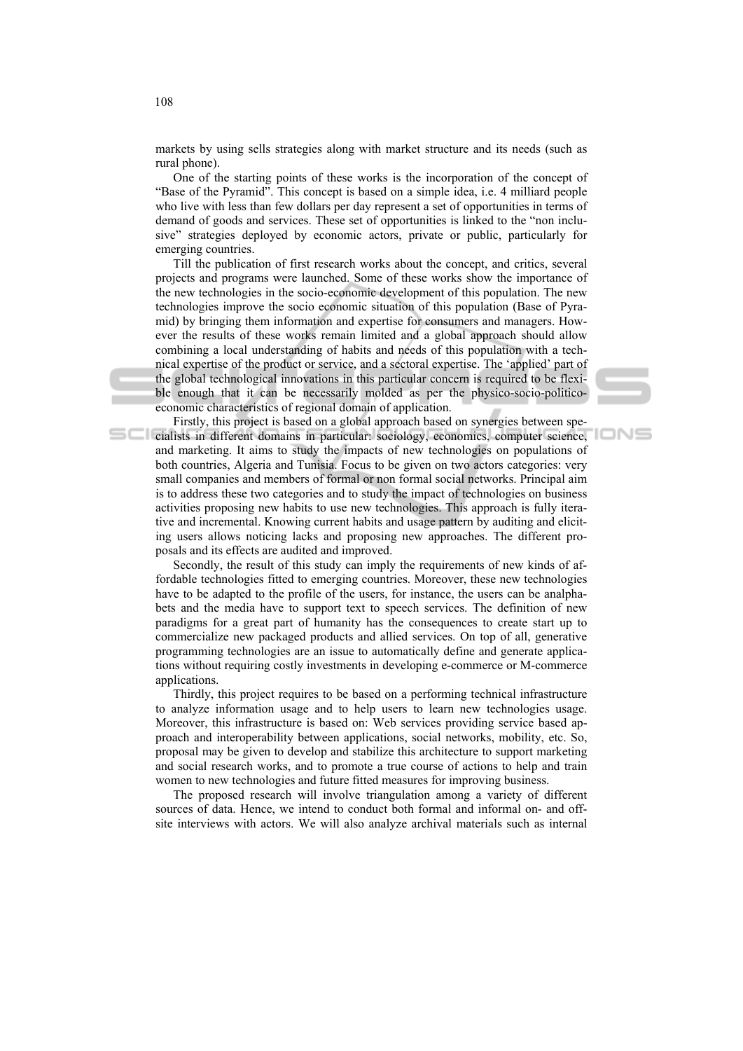markets by using sells strategies along with market structure and its needs (such as rural phone).

One of the starting points of these works is the incorporation of the concept of "Base of the Pyramid". This concept is based on a simple idea, i.e. 4 milliard people who live with less than few dollars per day represent a set of opportunities in terms of demand of goods and services. These set of opportunities is linked to the "non inclusive" strategies deployed by economic actors, private or public, particularly for emerging countries.

Till the publication of first research works about the concept, and critics, several projects and programs were launched. Some of these works show the importance of the new technologies in the socio-economic development of this population. The new technologies improve the socio economic situation of this population (Base of Pyramid) by bringing them information and expertise for consumers and managers. However the results of these works remain limited and a global approach should allow combining a local understanding of habits and needs of this population with a technical expertise of the product or service, and a sectoral expertise. The 'applied' part of the global technological innovations in this particular concern is required to be flexible enough that it can be necessarily molded as per the physico-socio-politico-economic characteristics of regional domain of application.

Firstly, this project is based on a global approach based on synergies between specialists in different domains in particular: sociology, economics, computer science, and marketing. It aims to study the impacts of new technologies on populations of both countries, Algeria and Tunisia. Focus to be given on two actors categories: very small companies and members of formal or non formal social networks. Principal aim is to address these two categories and to study the impact of technologies on business activities proposing new habits to use new technologies. This approach is fully iterative and incremental. Knowing current habits and usage pattern by auditing and eliciting users allows noticing lacks and proposing new approaches. The different proposals and its effects are audited and improved.

Secondly, the result of this study can imply the requirements of new kinds of affordable technologies fitted to emerging countries. Moreover, these new technologies have to be adapted to the profile of the users, for instance, the users can be analphabets and the media have to support text to speech services. The definition of new paradigms for a great part of humanity has the consequences to create start up to commercialize new packaged products and allied services. On top of all, generative programming technologies are an issue to automatically define and generate applications without requiring costly investments in developing e-commerce or M-commerce applications.

Thirdly, this project requires to be based on a performing technical infrastructure to analyze information usage and to help users to learn new technologies usage. Moreover, this infrastructure is based on: Web services providing service based approach and interoperability between applications, social networks, mobility, etc. So, proposal may be given to develop and stabilize this architecture to support marketing and social research works, and to promote a true course of actions to help and train women to new technologies and future fitted measures for improving business.

The proposed research will involve triangulation among a variety of different sources of data. Hence, we intend to conduct both formal and informal on- and off-site interviews with actors. We will also analyze archival materials such as internal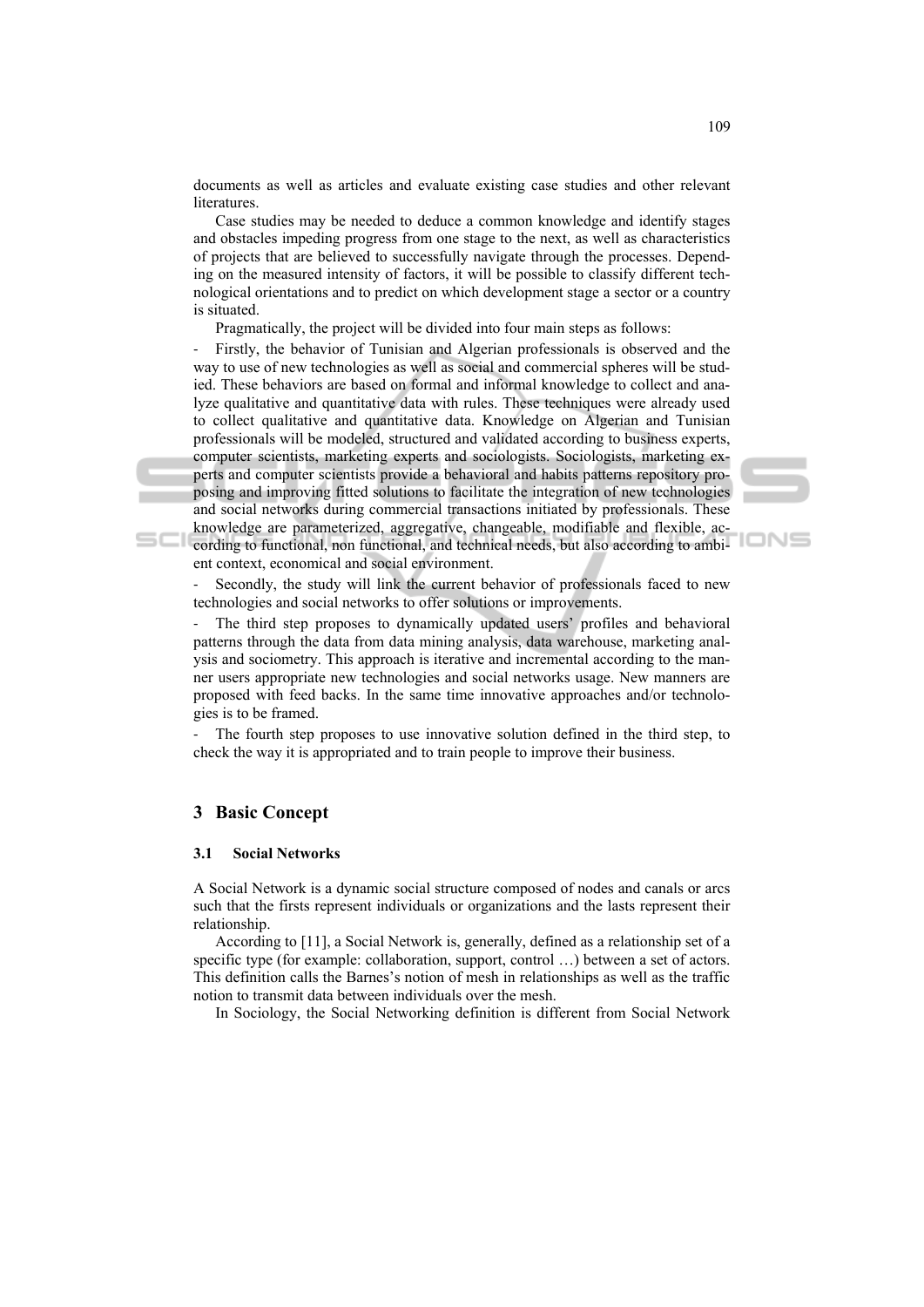documents as well as articles and evaluate existing case studies and other relevant literatures.

Case studies may be needed to deduce a common knowledge and identify stages and obstacles impeding progress from one stage to the next, as well as characteristics of projects that are believed to successfully navigate through the processes. Depending on the measured intensity of factors, it will be possible to classify different technological orientations and to predict on which development stage a sector or a country is situated.

Pragmatically, the project will be divided into four main steps as follows:

- Firstly, the behavior of Tunisian and Algerian professionals is observed and the way to use of new technologies as well as social and commercial spheres will be studied. These behaviors are based on formal and informal knowledge to collect and analyze qualitative and quantitative data with rules. These techniques were already used to collect qualitative and quantitative data. Knowledge on Algerian and Tunisian professionals will be modeled, structured and validated according to business experts, computer scientists, marketing experts and sociologists. Sociologists, marketing experts and computer scientists provide a behavioral and habits patterns repository proposing and improving fitted solutions to facilitate the integration of new technologies and social networks during commercial transactions initiated by professionals. These knowledge are parameterized, aggregative, changeable, modifiable and flexible, according to functional, non functional, and technical needs, but also according to ambient context, economical and social environment.
- Secondly, the study will link the current behavior of professionals faced to new technologies and social networks to offer solutions or improvements.
- The third step proposes to dynamically updated users' profiles and behavioral patterns through the data from data mining analysis, data warehouse, marketing analysis and sociometry. This approach is iterative and incremental according to the manner users appropriate new technologies and social networks usage. New manners are proposed with feed backs. In the same time innovative approaches and/or technologies is to be framed.
- The fourth step proposes to use innovative solution defined in the third step, to check the way it is appropriated and to train people to improve their business.

## 3 Basic Concept

### 3.1 Social Networks

A Social Network is a dynamic social structure composed of nodes and canals or arcs such that the firsts represent individuals or organizations and the lasts represent their relationship.

According to [11], a Social Network is, generally, defined as a relationship set of a specific type (for example: collaboration, support, control …) between a set of actors. This definition calls the Barnes's notion of mesh in relationships as well as the traffic notion to transmit data between individuals over the mesh.

In Sociology, the Social Networking definition is different from Social Network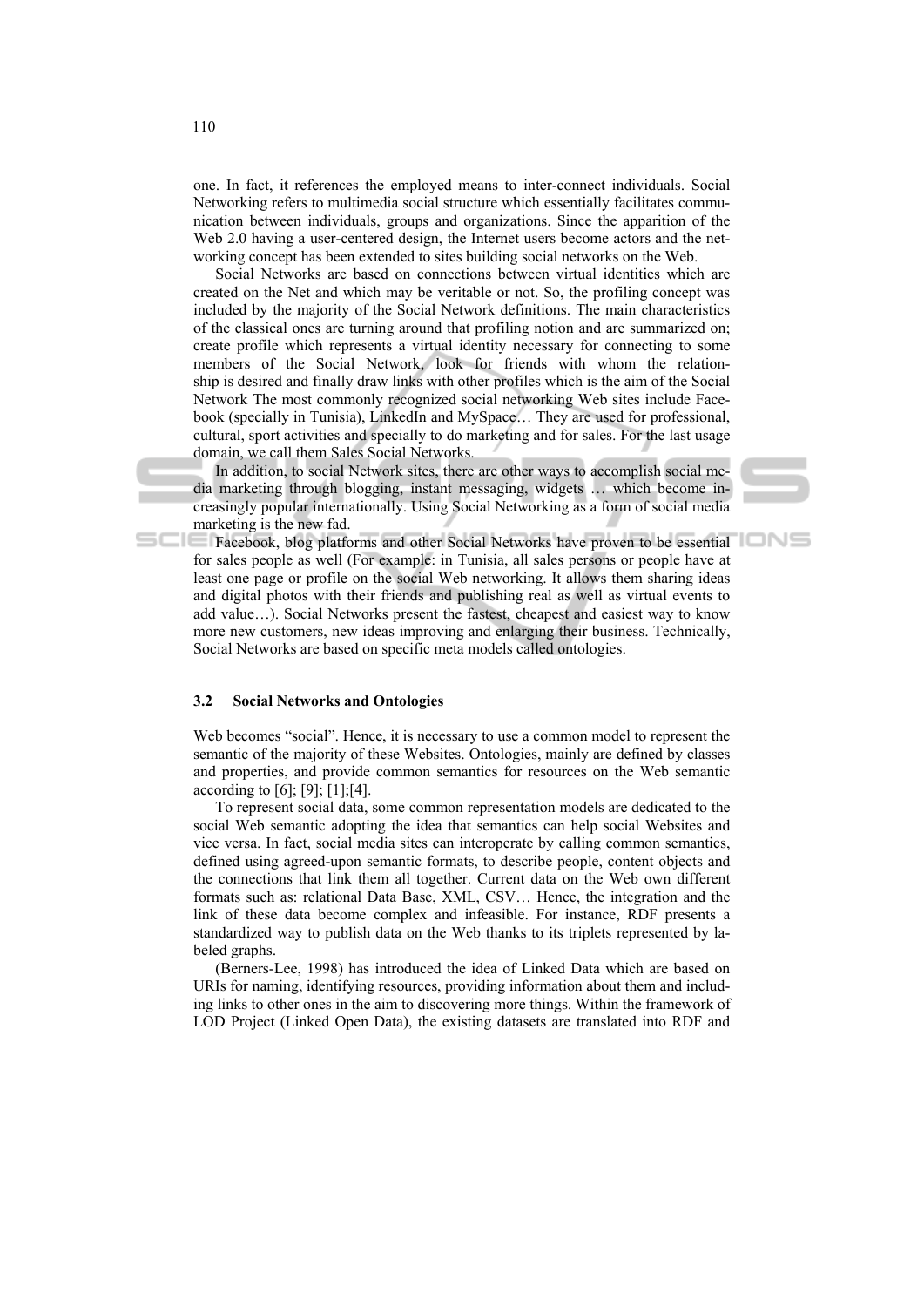one. In fact, it references the employed means to inter-connect individuals. Social Networking refers to multimedia social structure which essentially facilitates communication between individuals, groups and organizations. Since the apparition of the Web 2.0 having a user-centered design, the Internet users become actors and the networking concept has been extended to sites building social networks on the Web.

Social Networks are based on connections between virtual identities which are created on the Net and which may be veritable or not. So, the profiling concept was included by the majority of the Social Network definitions. The main characteristics of the classical ones are turning around that profiling notion and are summarized on; create profile which represents a virtual identity necessary for connecting to some members of the Social Network, look for friends with whom the relationship is desired and finally draw links with other profiles which is the aim of the Social Network The most commonly recognized social networking Web sites include Facebook (specially in Tunisia), LinkedIn and MySpace… They are used for professional, cultural, sport activities and specially to do marketing and for sales. For the last usage domain, we call them Sales Social Networks.

In addition, to social Network sites, there are other ways to accomplish social media marketing through blogging, instant messaging, widgets … which become increasingly popular internationally. Using Social Networking as a form of social media marketing is the new fad.

Facebook, blog platforms and other Social Networks have proven to be essential for sales people as well (For example: in Tunisia, all sales persons or people have at least one page or profile on the social Web networking. It allows them sharing ideas and digital photos with their friends and publishing real as well as virtual events to add value…). Social Networks present the fastest, cheapest and easiest way to know more new customers, new ideas improving and enlarging their business. Technically, Social Networks are based on specific meta models called ontologies.

### 3.2 Social Networks and Ontologies

Web becomes "social". Hence, it is necessary to use a common model to represent the semantic of the majority of these Websites. Ontologies, mainly are defined by classes and properties, and provide common semantics for resources on the Web semantic according to [6]; [9]; [1];[4].

To represent social data, some common representation models are dedicated to the social Web semantic adopting the idea that semantics can help social Websites and vice versa. In fact, social media sites can interoperate by calling common semantics, defined using agreed-upon semantic formats, to describe people, content objects and the connections that link them all together. Current data on the Web own different formats such as: relational Data Base, XML, CSV… Hence, the integration and the link of these data become complex and infeasible. For instance, RDF presents a standardized way to publish data on the Web thanks to its triplets represented by labeled graphs.

(Berners-Lee, 1998) has introduced the idea of Linked Data which are based on URIs for naming, identifying resources, providing information about them and including links to other ones in the aim to discovering more things. Within the framework of LOD Project (Linked Open Data), the existing datasets are translated into RDF and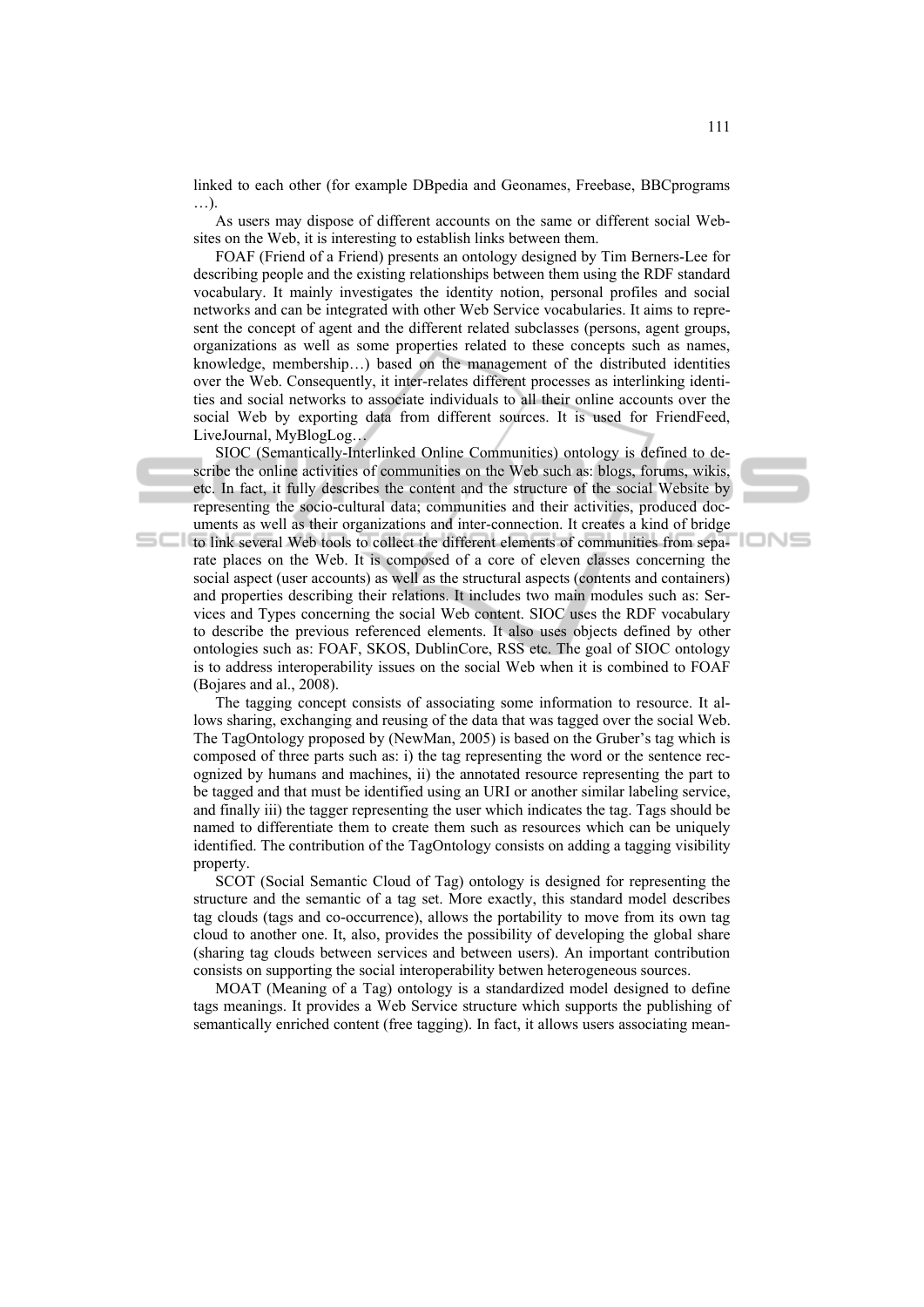linked to each other (for example DBpedia and Geonames, Freebase, BBCprograms …).

As users may dispose of different accounts on the same or different social Websites on the Web, it is interesting to establish links between them.

FOAF (Friend of a Friend) presents an ontology designed by Tim Berners-Lee for describing people and the existing relationships between them using the RDF standard vocabulary. It mainly investigates the identity notion, personal profiles and social networks and can be integrated with other Web Service vocabularies. It aims to represent the concept of agent and the different related subclasses (persons, agent groups, organizations as well as some properties related to these concepts such as names, knowledge, membership…) based on the management of the distributed identities over the Web. Consequently, it inter-relates different processes as interlinking identities and social networks to associate individuals to all their online accounts over the social Web by exporting data from different sources. It is used for FriendFeed, LiveJournal, MyBlogLog…

SIOC (Semantically-Interlinked Online Communities) ontology is defined to describe the online activities of communities on the Web such as: blogs, forums, wikis, etc. In fact, it fully describes the content and the structure of the social Website by representing the socio-cultural data; communities and their activities, produced documents as well as their organizations and inter-connection. It creates a kind of bridge to link several Web tools to collect the different elements of communities from separate places on the Web. It is composed of a core of eleven classes concerning the social aspect (user accounts) as well as the structural aspects (contents and containers) and properties describing their relations. It includes two main modules such as: Services and Types concerning the social Web content. SIOC uses the RDF vocabulary to describe the previous referenced elements. It also uses objects defined by other ontologies such as: FOAF, SKOS, DublinCore, RSS etc. The goal of SIOC ontology is to address interoperability issues on the social Web when it is combined to FOAF (Bojares and al., 2008).

The tagging concept consists of associating some information to resource. It allows sharing, exchanging and reusing of the data that was tagged over the social Web. The TagOntology proposed by (NewMan, 2005) is based on the Gruber's tag which is composed of three parts such as: i) the tag representing the word or the sentence recognized by humans and machines, ii) the annotated resource representing the part to be tagged and that must be identified using an URI or another similar labeling service, and finally iii) the tagger representing the user which indicates the tag. Tags should be named to differentiate them to create them such as resources which can be uniquely identified. The contribution of the TagOntology consists on adding a tagging visibility property.

SCOT (Social Semantic Cloud of Tag) ontology is designed for representing the structure and the semantic of a tag set. More exactly, this standard model describes tag clouds (tags and co-occurrence), allows the portability to move from its own tag cloud to another one. It, also, provides the possibility of developing the global share (sharing tag clouds between services and between users). An important contribution consists on supporting the social interoperability betwen heterogeneous sources.

MOAT (Meaning of a Tag) ontology is a standardized model designed to define tags meanings. It provides a Web Service structure which supports the publishing of semantically enriched content (free tagging). In fact, it allows users associating mean-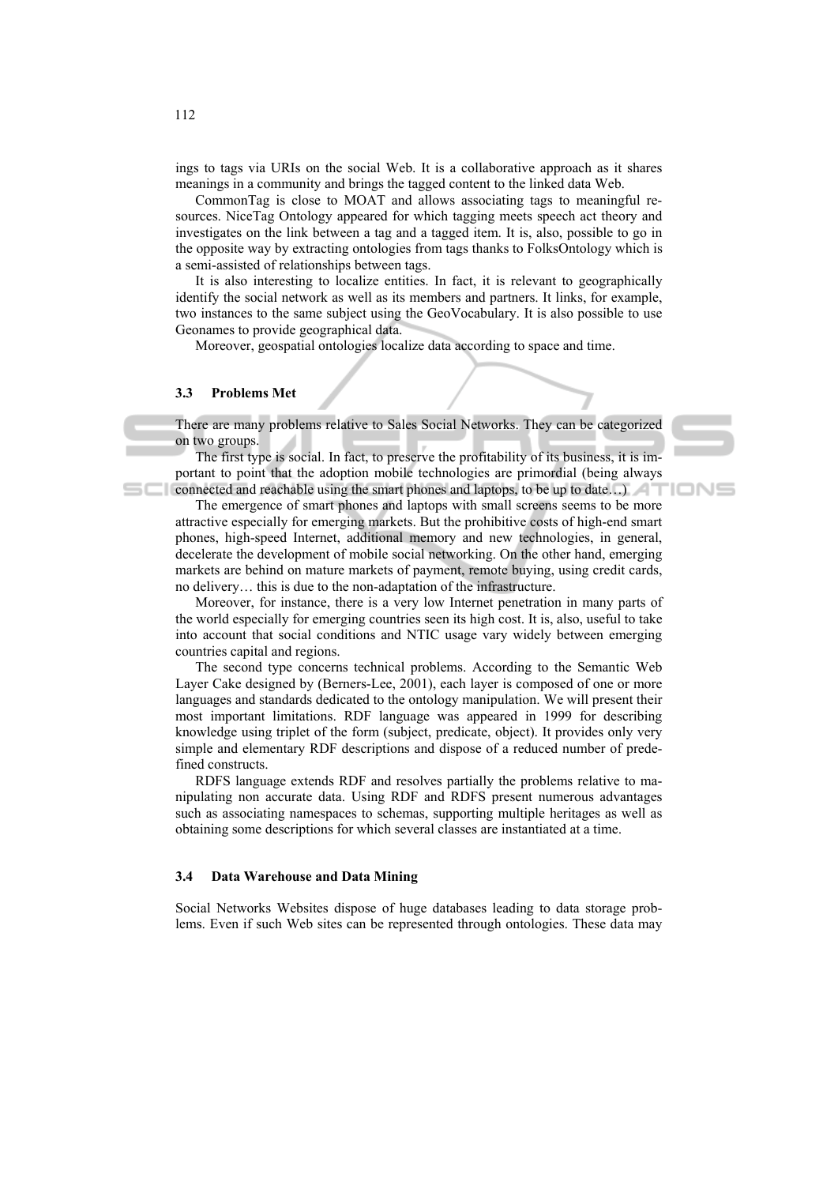ings to tags via URIs on the social Web. It is a collaborative approach as it shares meanings in a community and brings the tagged content to the linked data Web.

CommonTag is close to MOAT and allows associating tags to meaningful resources. NiceTag Ontology appeared for which tagging meets speech act theory and investigates on the link between a tag and a tagged item. It is, also, possible to go in the opposite way by extracting ontologies from tags thanks to FolksOntology which is a semi-assisted of relationships between tags.

It is also interesting to localize entities. In fact, it is relevant to geographically identify the social network as well as its members and partners. It links, for example, two instances to the same subject using the GeoVocabulary. It is also possible to use Geonames to provide geographical data.

Moreover, geospatial ontologies localize data according to space and time.

### 3.3 Problems Met

There are many problems relative to Sales Social Networks. They can be categorized on two groups.

The first type is social. In fact, to preserve the profitability of its business, it is important to point that the adoption mobile technologies are primordial (being always connected and reachable using the smart phones and laptops, to be up to date…)

The emergence of smart phones and laptops with small screens seems to be more attractive especially for emerging markets. But the prohibitive costs of high-end smart phones, high-speed Internet, additional memory and new technologies, in general, decelerate the development of mobile social networking. On the other hand, emerging markets are behind on mature markets of payment, remote buying, using credit cards, no delivery… this is due to the non-adaptation of the infrastructure.

Moreover, for instance, there is a very low Internet penetration in many parts of the world especially for emerging countries seen its high cost. It is, also, useful to take into account that social conditions and NTIC usage vary widely between emerging countries capital and regions.

The second type concerns technical problems. According to the Semantic Web Layer Cake designed by (Berners-Lee, 2001), each layer is composed of one or more languages and standards dedicated to the ontology manipulation. We will present their most important limitations. RDF language was appeared in 1999 for describing knowledge using triplet of the form (subject, predicate, object). It provides only very simple and elementary RDF descriptions and dispose of a reduced number of predefined constructs.

RDFS language extends RDF and resolves partially the problems relative to manipulating non accurate data. Using RDF and RDFS present numerous advantages such as associating namespaces to schemas, supporting multiple heritages as well as obtaining some descriptions for which several classes are instantiated at a time.

### 3.4 Data Warehouse and Data Mining

Social Networks Websites dispose of huge databases leading to data storage problems. Even if such Web sites can be represented through ontologies. These data may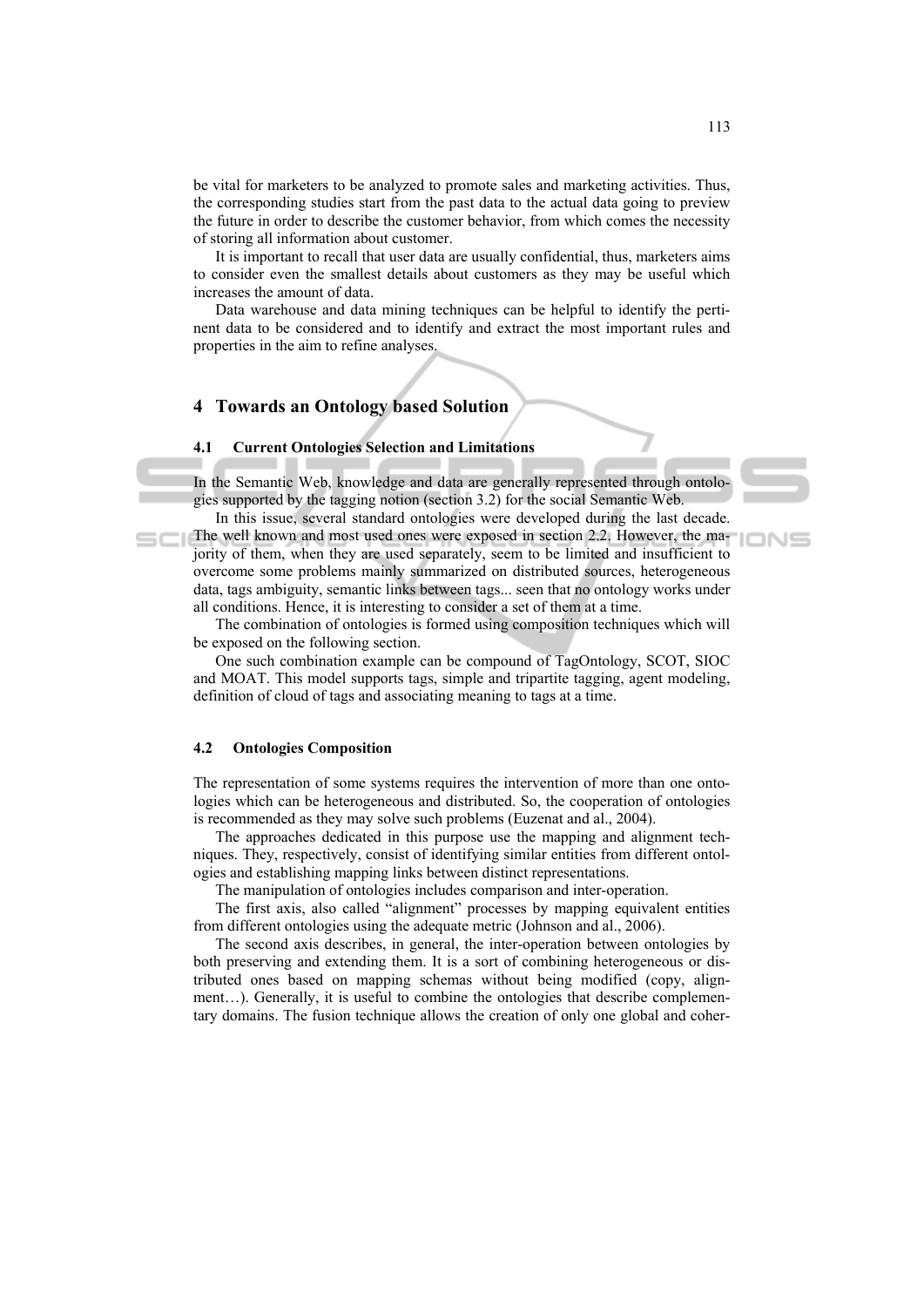be vital for marketers to be analyzed to promote sales and marketing activities. Thus, the corresponding studies start from the past data to the actual data going to preview the future in order to describe the customer behavior, from which comes the necessity of storing all information about customer.

It is important to recall that user data are usually confidential, thus, marketers aims to consider even the smallest details about customers as they may be useful which increases the amount of data.

Data warehouse and data mining techniques can be helpful to identify the pertinent data to be considered and to identify and extract the most important rules and properties in the aim to refine analyses.

## 4 Towards an Ontology based Solution

### 4.1 Current Ontologies Selection and Limitations

In the Semantic Web, knowledge and data are generally represented through ontologies supported by the tagging notion (section 3.2) for the social Semantic Web.

In this issue, several standard ontologies were developed during the last decade. The well known and most used ones were exposed in section 2.2. However, the majority of them, when they are used separately, seem to be limited and insufficient to overcome some problems mainly summarized on distributed sources, heterogeneous data, tags ambiguity, semantic links between tags... seen that no ontology works under all conditions. Hence, it is interesting to consider a set of them at a time.

The combination of ontologies is formed using composition techniques which will be exposed on the following section.

One such combination example can be compound of TagOntology, SCOT, SIOC and MOAT. This model supports tags, simple and tripartite tagging, agent modeling, definition of cloud of tags and associating meaning to tags at a time.

### 4.2 Ontologies Composition

The representation of some systems requires the intervention of more than one ontologies which can be heterogeneous and distributed. So, the cooperation of ontologies is recommended as they may solve such problems (Euzenat and al., 2004).

The approaches dedicated in this purpose use the mapping and alignment techniques. They, respectively, consist of identifying similar entities from different ontologies and establishing mapping links between distinct representations.

The manipulation of ontologies includes comparison and inter-operation.

The first axis, also called "alignment" processes by mapping equivalent entities from different ontologies using the adequate metric (Johnson and al., 2006).

The second axis describes, in general, the inter-operation between ontologies by both preserving and extending them. It is a sort of combining heterogeneous or distributed ones based on mapping schemas without being modified (copy, alignment…). Generally, it is useful to combine the ontologies that describe complementary domains. The fusion technique allows the creation of only one global and coher-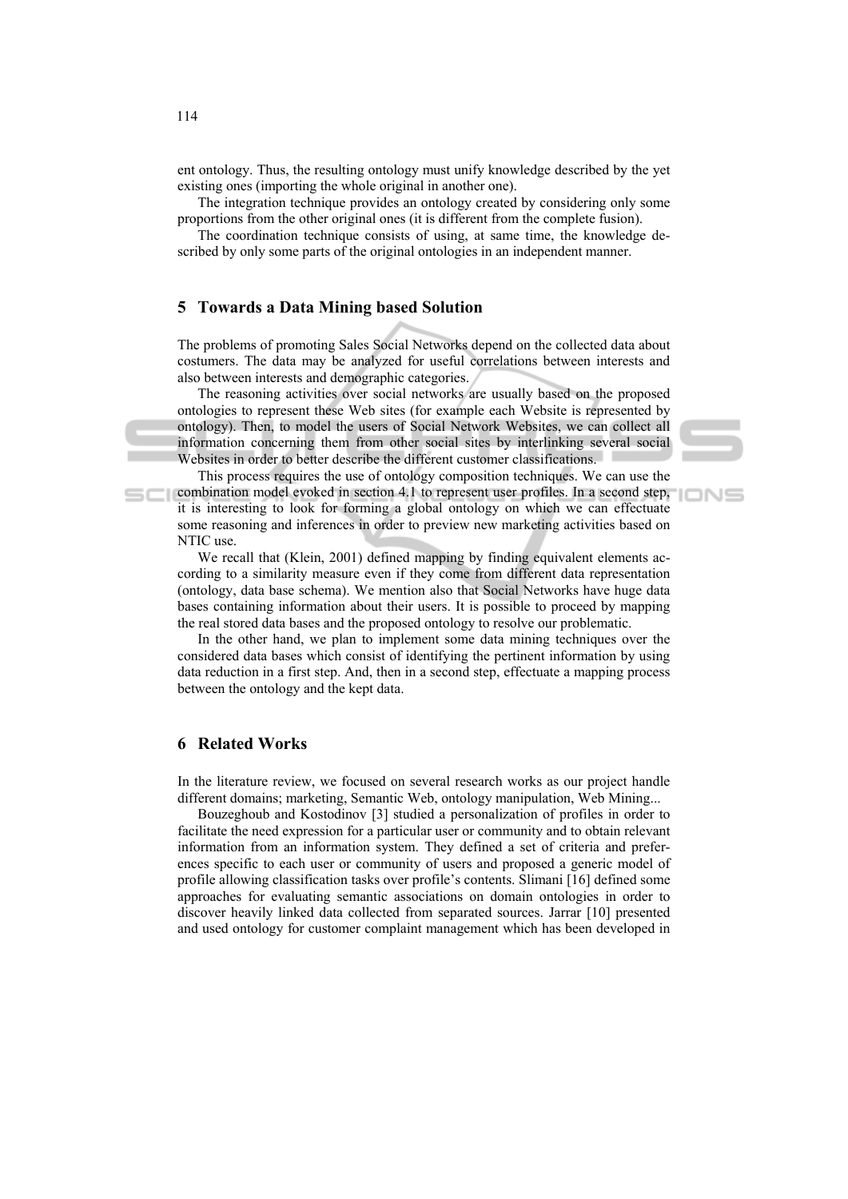ent ontology. Thus, the resulting ontology must unify knowledge described by the yet existing ones (importing the whole original in another one).

The integration technique provides an ontology created by considering only some proportions from the other original ones (it is different from the complete fusion).

The coordination technique consists of using, at same time, the knowledge described by only some parts of the original ontologies in an independent manner.

## 5 Towards a Data Mining based Solution

The problems of promoting Sales Social Networks depend on the collected data about costumers. The data may be analyzed for useful correlations between interests and also between interests and demographic categories.

The reasoning activities over social networks are usually based on the proposed ontologies to represent these Web sites (for example each Website is represented by ontology). Then, to model the users of Social Network Websites, we can collect all information concerning them from other social sites by interlinking several social Websites in order to better describe the different customer classifications.

This process requires the use of ontology composition techniques. We can use the combination model evoked in section 4.1 to represent user profiles. In a second step, it is interesting to look for forming a global ontology on which we can effectuate some reasoning and inferences in order to preview new marketing activities based on NTIC use.

We recall that (Klein, 2001) defined mapping by finding equivalent elements according to a similarity measure even if they come from different data representation (ontology, data base schema). We mention also that Social Networks have huge data bases containing information about their users. It is possible to proceed by mapping the real stored data bases and the proposed ontology to resolve our problematic.

In the other hand, we plan to implement some data mining techniques over the considered data bases which consist of identifying the pertinent information by using data reduction in a first step. And, then in a second step, effectuate a mapping process between the ontology and the kept data.

## 6 Related Works

In the literature review, we focused on several research works as our project handle different domains; marketing, Semantic Web, ontology manipulation, Web Mining...

Bouzeghoub and Kostodinov [3] studied a personalization of profiles in order to facilitate the need expression for a particular user or community and to obtain relevant information from an information system. They defined a set of criteria and preferences specific to each user or community of users and proposed a generic model of profile allowing classification tasks over profile's contents. Slimani [16] defined some approaches for evaluating semantic associations on domain ontologies in order to discover heavily linked data collected from separated sources. Jarrar [10] presented and used ontology for customer complaint management which has been developed in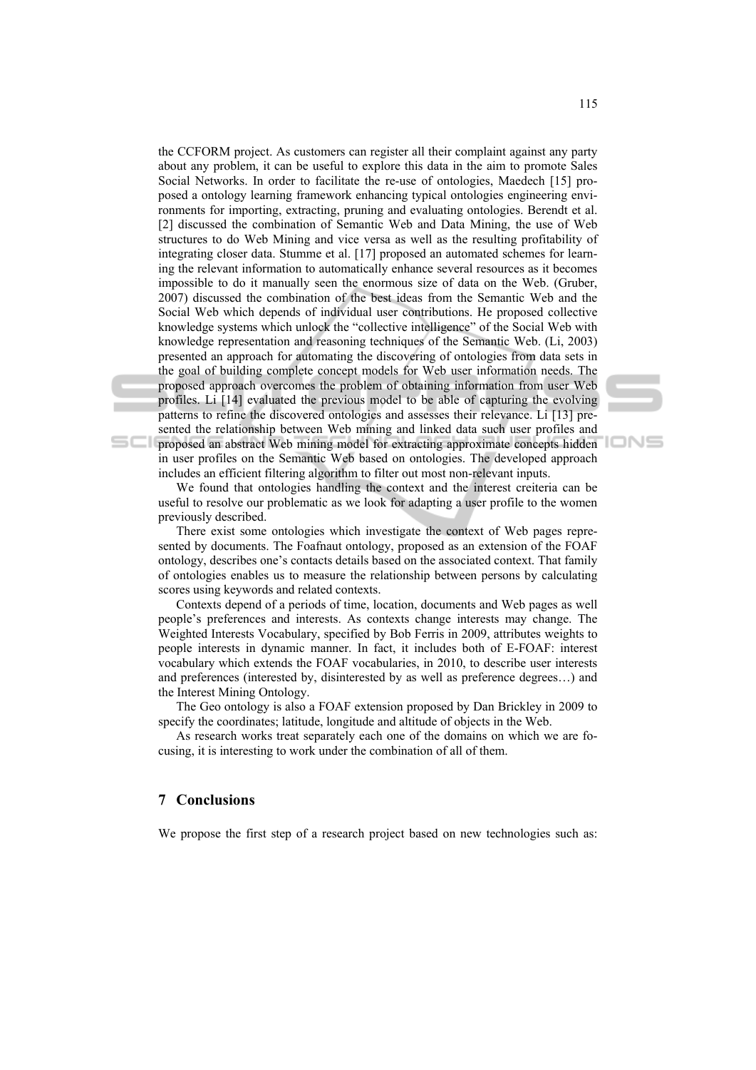the CCFORM project. As customers can register all their complaint against any party about any problem, it can be useful to explore this data in the aim to promote Sales Social Networks. In order to facilitate the re-use of ontologies, Maedech [15] proposed a ontology learning framework enhancing typical ontologies engineering environments for importing, extracting, pruning and evaluating ontologies. Berendt et al. [2] discussed the combination of Semantic Web and Data Mining, the use of Web structures to do Web Mining and vice versa as well as the resulting profitability of integrating closer data. Stumme et al. [17] proposed an automated schemes for learning the relevant information to automatically enhance several resources as it becomes impossible to do it manually seen the enormous size of data on the Web. (Gruber, 2007) discussed the combination of the best ideas from the Semantic Web and the Social Web which depends of individual user contributions. He proposed collective knowledge systems which unlock the "collective intelligence" of the Social Web with knowledge representation and reasoning techniques of the Semantic Web. (Li, 2003) presented an approach for automating the discovering of ontologies from data sets in the goal of building complete concept models for Web user information needs. The proposed approach overcomes the problem of obtaining information from user Web profiles. Li [14] evaluated the previous model to be able of capturing the evolving patterns to refine the discovered ontologies and assesses their relevance. Li [13] presented the relationship between Web mining and linked data such user profiles and proposed an abstract Web mining model for extracting approximate concepts hidden in user profiles on the Semantic Web based on ontologies. The developed approach includes an efficient filtering algorithm to filter out most non-relevant inputs.

We found that ontologies handling the context and the interest creiteria can be useful to resolve our problematic as we look for adapting a user profile to the women previously described.

There exist some ontologies which investigate the context of Web pages represented by documents. The Foafnaut ontology, proposed as an extension of the FOAF ontology, describes one's contacts details based on the associated context. That family of ontologies enables us to measure the relationship between persons by calculating scores using keywords and related contexts.

Contexts depend of a periods of time, location, documents and Web pages as well people's preferences and interests. As contexts change interests may change. The Weighted Interests Vocabulary, specified by Bob Ferris in 2009, attributes weights to people interests in dynamic manner. In fact, it includes both of E-FOAF: interest vocabulary which extends the FOAF vocabularies, in 2010, to describe user interests and preferences (interested by, disinterested by as well as preference degrees…) and the Interest Mining Ontology.

The Geo ontology is also a FOAF extension proposed by Dan Brickley in 2009 to specify the coordinates; latitude, longitude and altitude of objects in the Web.

As research works treat separately each one of the domains on which we are focusing, it is interesting to work under the combination of all of them.

## 7 Conclusions

We propose the first step of a research project based on new technologies such as: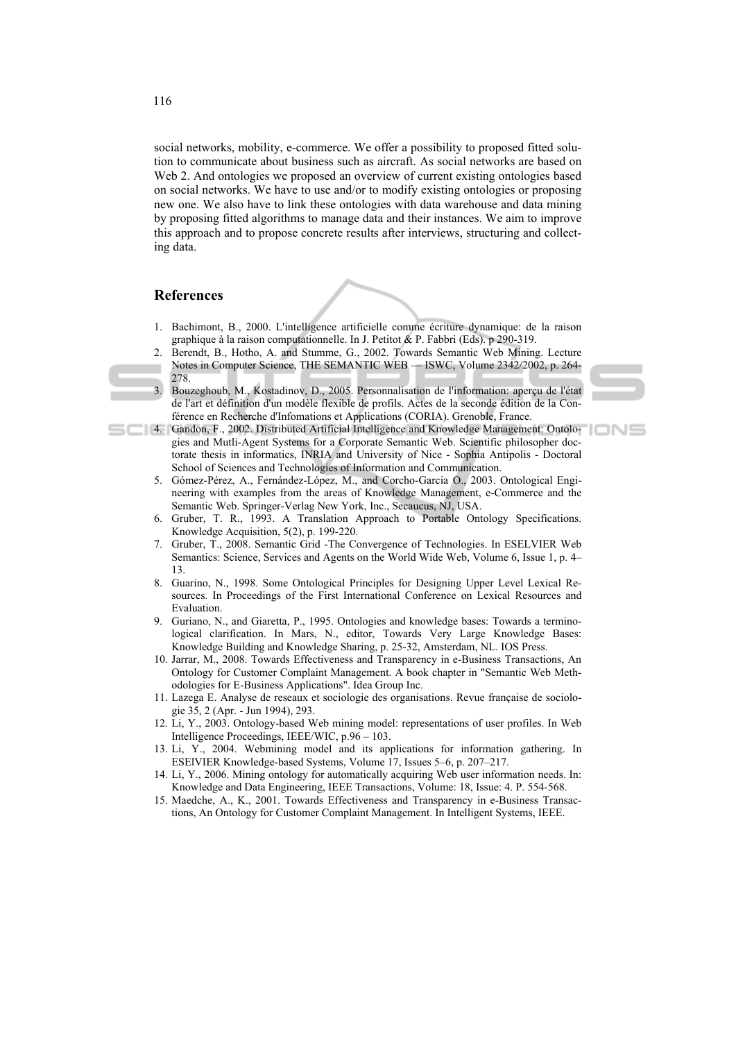social networks, mobility, e-commerce. We offer a possibility to proposed fitted solution to communicate about business such as aircraft. As social networks are based on Web 2. And ontologies we proposed an overview of current existing ontologies based on social networks. We have to use and/or to modify existing ontologies or proposing new one. We also have to link these ontologies with data warehouse and data mining by proposing fitted algorithms to manage data and their instances. We aim to improve this approach and to propose concrete results after interviews, structuring and collecting data.

## References

1. Bachimont, B., 2000. L'intelligence artificielle comme écriture dynamique: de la raison graphique à la raison computationnelle. In J. Petitot & P. Fabbri (Eds). p 290-319.
2. Berendt, B., Hotho, A. and Stumme, G., 2002. Towards Semantic Web Mining. Lecture Notes in Computer Science, THE SEMANTIC WEB — ISWC, Volume 2342/2002, p. 264-278.
3. Bouzeghoub, M., Kostadinov, D., 2005. Personnalisation de l'information: aperçu de l'état de l'art et définition d'un modèle flexible de profils. Actes de la seconde édition de la Conférence en Recherche d'Infomations et Applications (CORIA). Grenoble, France.
4. Gandon, F., 2002. Distributed Artificial Intelligence and Knowledge Management: Ontologies and Mutli-Agent Systems for a Corporate Semantic Web. Scientific philosopher doctorate thesis in informatics, INRIA and University of Nice - Sophia Antipolis - Doctoral School of Sciences and Technologies of Information and Communication.
5. Gómez-Pérez, A., Fernández-López, M., and Corcho-Garcia O., 2003. Ontological Engineering with examples from the areas of Knowledge Management, e-Commerce and the Semantic Web. Springer-Verlag New York, Inc., Secaucus, NJ, USA.
6. Gruber, T. R., 1993. A Translation Approach to Portable Ontology Specifications. Knowledge Acquisition, 5(2), p. 199-220.
7. Gruber, T., 2008. Semantic Grid -The Convergence of Technologies. In ESELVIER Web Semantics: Science, Services and Agents on the World Wide Web, Volume 6, Issue 1, p. 4–13.
8. Guarino, N., 1998. Some Ontological Principles for Designing Upper Level Lexical Resources. In Proceedings of the First International Conference on Lexical Resources and Evaluation.
9. Guriano, N., and Giaretta, P., 1995. Ontologies and knowledge bases: Towards a terminological clarification. In Mars, N., editor, Towards Very Large Knowledge Bases: Knowledge Building and Knowledge Sharing, p. 25-32, Amsterdam, NL. IOS Press.
10. Jarrar, M., 2008. Towards Effectiveness and Transparency in e-Business Transactions, An Ontology for Customer Complaint Management. A book chapter in "Semantic Web Methodologies for E-Business Applications". Idea Group Inc.
11. Lazega E. Analyse de reseaux et sociologie des organisations. Revue française de sociologie 35, 2 (Apr. - Jun 1994), 293.
12. Li, Y., 2003. Ontology-based Web mining model: representations of user profiles. In Web Intelligence Proceedings, IEEE/WIC, p.96 – 103.
13. Li, Y., 2004. Webmining model and its applications for information gathering. In ESElVIER Knowledge-based Systems, Volume 17, Issues 5–6, p. 207–217.
14. Li, Y., 2006. Mining ontology for automatically acquiring Web user information needs. In: Knowledge and Data Engineering, IEEE Transactions, Volume: 18, Issue: 4. P. 554-568.
15. Maedche, A., K., 2001. Towards Effectiveness and Transparency in e-Business Transactions, An Ontology for Customer Complaint Management. In Intelligent Systems, IEEE.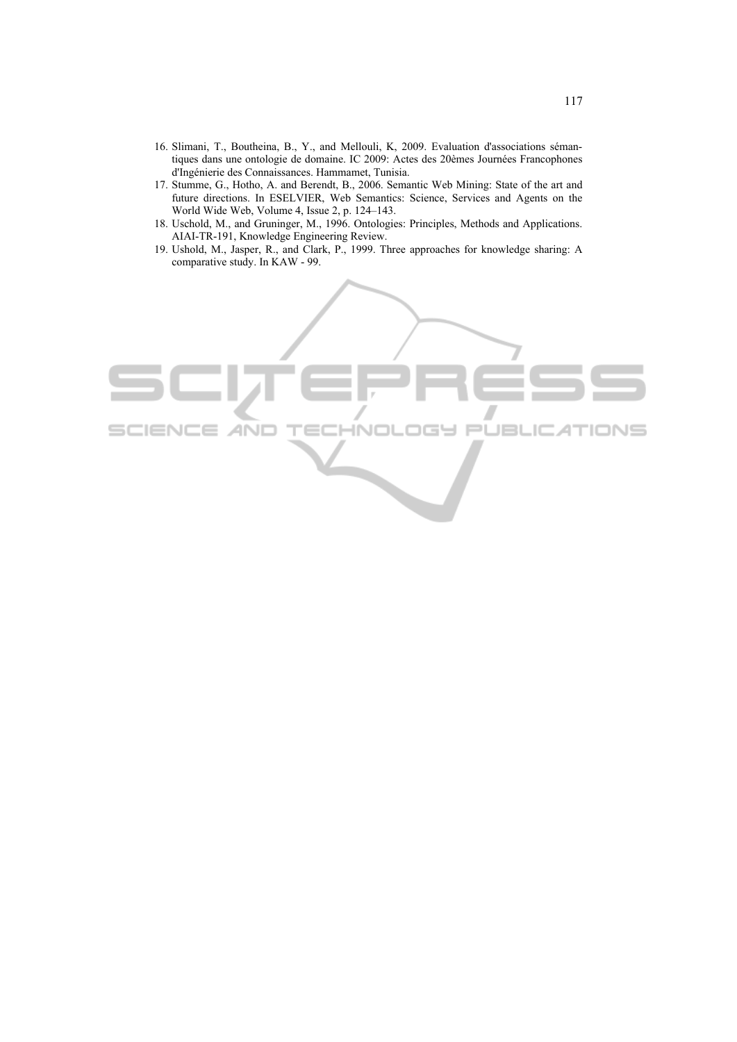16. Slimani, T., Boutheina, B., Y., and Mellouli, K, 2009. Evaluation d'associations sémantiques dans une ontologie de domaine. IC 2009: Actes des 20èmes Journées Francophones d'Ingénierie des Connaissances. Hammamet, Tunisia.
17. Stumme, G., Hotho, A. and Berendt, B., 2006. Semantic Web Mining: State of the art and future directions. In ESELVIER, Web Semantics: Science, Services and Agents on the World Wide Web, Volume 4, Issue 2, p. 124–143.
18. Uschold, M., and Gruninger, M., 1996. Ontologies: Principles, Methods and Applications. AIAI-TR-191, Knowledge Engineering Review.
19. Ushold, M., Jasper, R., and Clark, P., 1999. Three approaches for knowledge sharing: A comparative study. In KAW - 99.